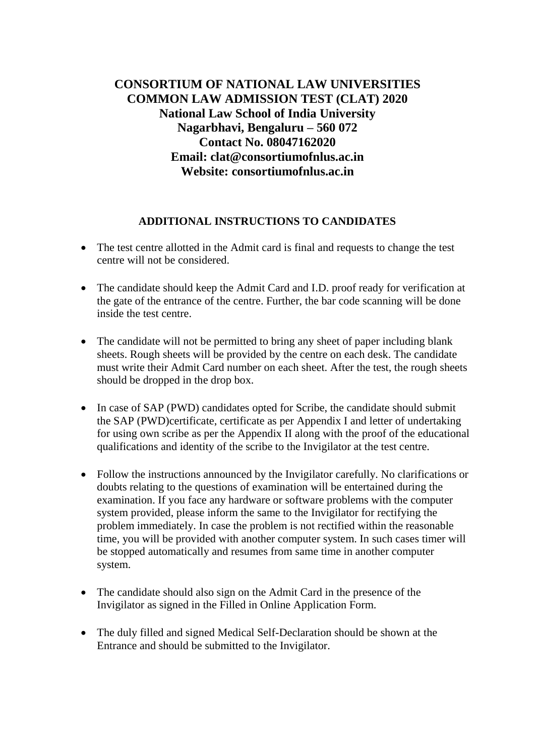**CONSORTIUM OF NATIONAL LAW UNIVERSITIES**
**COMMON LAW ADMISSION TEST (CLAT) 2020**
**National Law School of India University**
**Nagarbhavi, Bengaluru – 560 072**
**Contact No. 08047162020**
**Email: clat@consortiumofnlus.ac.in**
**Website: consortiumofnlus.ac.in**

## ADDITIONAL INSTRUCTIONS TO CANDIDATES

- The test centre allotted in the Admit card is final and requests to change the test centre will not be considered.

- The candidate should keep the Admit Card and I.D. proof ready for verification at the gate of the entrance of the centre. Further, the bar code scanning will be done inside the test centre.

- The candidate will not be permitted to bring any sheet of paper including blank sheets. Rough sheets will be provided by the centre on each desk. The candidate must write their Admit Card number on each sheet. After the test, the rough sheets should be dropped in the drop box.

- In case of SAP (PWD) candidates opted for Scribe, the candidate should submit the SAP (PWD)certificate, certificate as per Appendix I and letter of undertaking for using own scribe as per the Appendix II along with the proof of the educational qualifications and identity of the scribe to the Invigilator at the test centre.

- Follow the instructions announced by the Invigilator carefully. No clarifications or doubts relating to the questions of examination will be entertained during the examination. If you face any hardware or software problems with the computer system provided, please inform the same to the Invigilator for rectifying the problem immediately. In case the problem is not rectified within the reasonable time, you will be provided with another computer system. In such cases timer will be stopped automatically and resumes from same time in another computer system.

- The candidate should also sign on the Admit Card in the presence of the Invigilator as signed in the Filled in Online Application Form.

- The duly filled and signed Medical Self-Declaration should be shown at the Entrance and should be submitted to the Invigilator.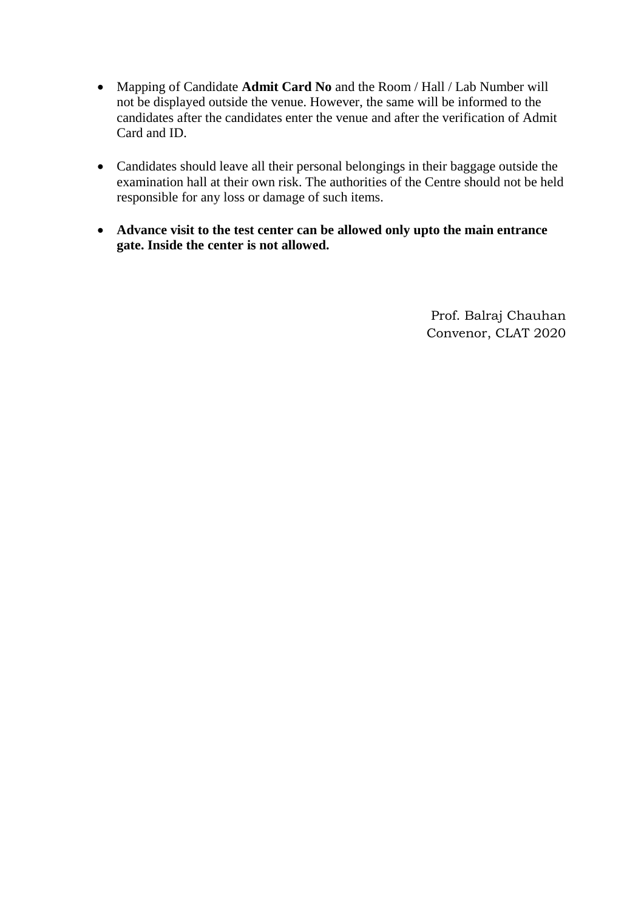- Mapping of Candidate **Admit Card No** and the Room / Hall / Lab Number will not be displayed outside the venue. However, the same will be informed to the candidates after the candidates enter the venue and after the verification of Admit Card and ID.

- Candidates should leave all their personal belongings in their baggage outside the examination hall at their own risk. The authorities of the Centre should not be held responsible for any loss or damage of such items.

- **Advance visit to the test center can be allowed only upto the main entrance gate. Inside the center is not allowed.**

Prof. Balraj Chauhan
Convenor, CLAT 2020